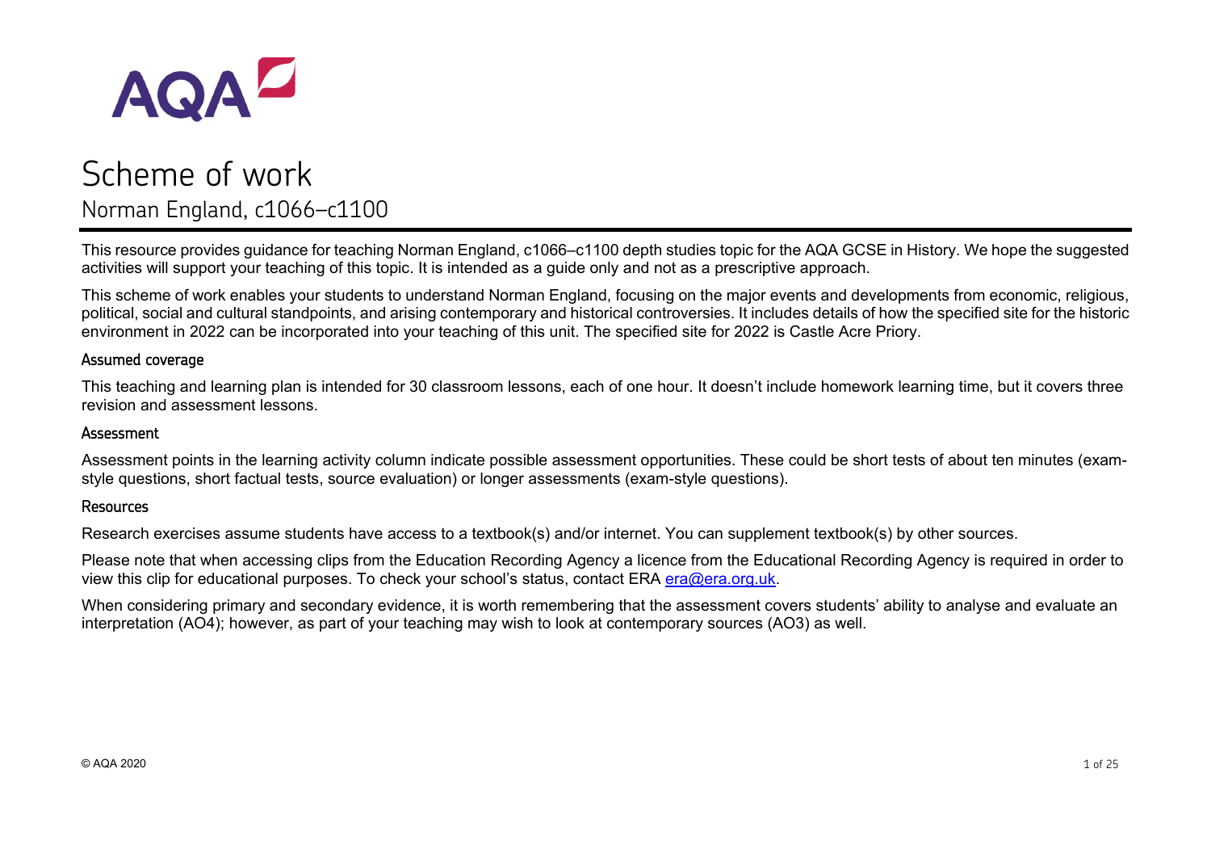# Scheme of work

## Norman England, c1066–c1100

This resource provides guidance for teaching Norman England, c1066–c1100 depth studies topic for the AQA GCSE in History. We hope the suggested activities will support your teaching of this topic. It is intended as a guide only and not as a prescriptive approach.

This scheme of work enables your students to understand Norman England, focusing on the major events and developments from economic, religious, political, social and cultural standpoints, and arising contemporary and historical controversies. It includes details of how the specified site for the historic environment in 2022 can be incorporated into your teaching of this unit. The specified site for 2022 is Castle Acre Priory.

### Assumed coverage

This teaching and learning plan is intended for 30 classroom lessons, each of one hour. It doesn't include homework learning time, but it covers three revision and assessment lessons.

### Assessment

Assessment points in the learning activity column indicate possible assessment opportunities. These could be short tests of about ten minutes (exam-style questions, short factual tests, source evaluation) or longer assessments (exam-style questions).

### Resources

Research exercises assume students have access to a textbook(s) and/or internet. You can supplement textbook(s) by other sources.

Please note that when accessing clips from the Education Recording Agency a licence from the Educational Recording Agency is required in order to view this clip for educational purposes. To check your school's status, contact ERA era@era.org.uk.

When considering primary and secondary evidence, it is worth remembering that the assessment covers students' ability to analyse and evaluate an interpretation (AO4); however, as part of your teaching may wish to look at contemporary sources (AO3) as well.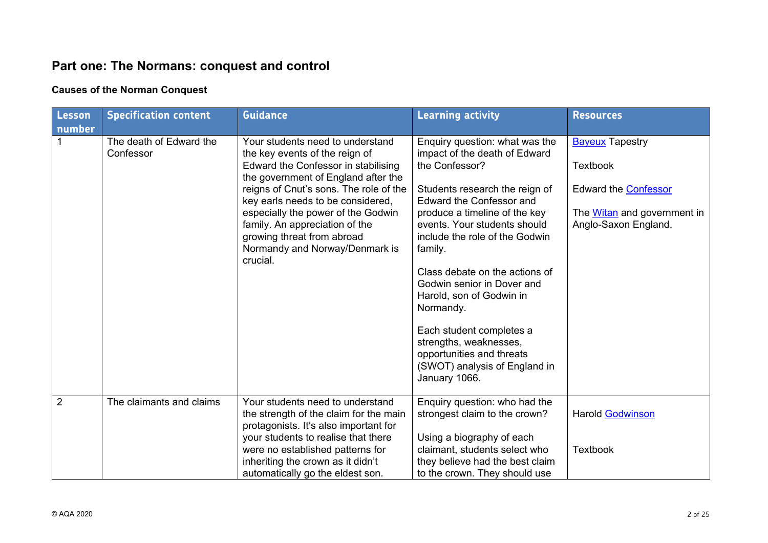## Part one: The Normans: conquest and control

### Causes of the Norman Conquest

| Lesson number | Specification content | Guidance | Learning activity | Resources |
|---|---|---|---|---|
| 1 | The death of Edward the Confessor | Your students need to understand the key events of the reign of Edward the Confessor in stabilising the government of England after the reigns of Cnut's sons. The role of the key earls needs to be considered, especially the power of the Godwin family. An appreciation of the growing threat from abroad Normandy and Norway/Denmark is crucial. | Enquiry question: what was the impact of the death of Edward the Confessor?<br><br>Students research the reign of Edward the Confessor and produce a timeline of the key events. Your students should include the role of the Godwin family.<br><br>Class debate on the actions of Godwin senior in Dover and Harold, son of Godwin in Normandy.<br><br>Each student completes a strengths, weaknesses, opportunities and threats (SWOT) analysis of England in January 1066. | Bayeux Tapestry<br><br>Textbook<br><br>Edward the Confessor<br><br>The Witan and government in Anglo-Saxon England. |
| 2 | The claimants and claims | Your students need to understand the strength of the claim for the main protagonists. It's also important for your students to realise that there were no established patterns for inheriting the crown as it didn't automatically go the eldest son. | Enquiry question: who had the strongest claim to the crown?<br><br>Using a biography of each claimant, students select who they believe had the best claim to the crown. They should use | Harold Godwinson<br><br>Textbook |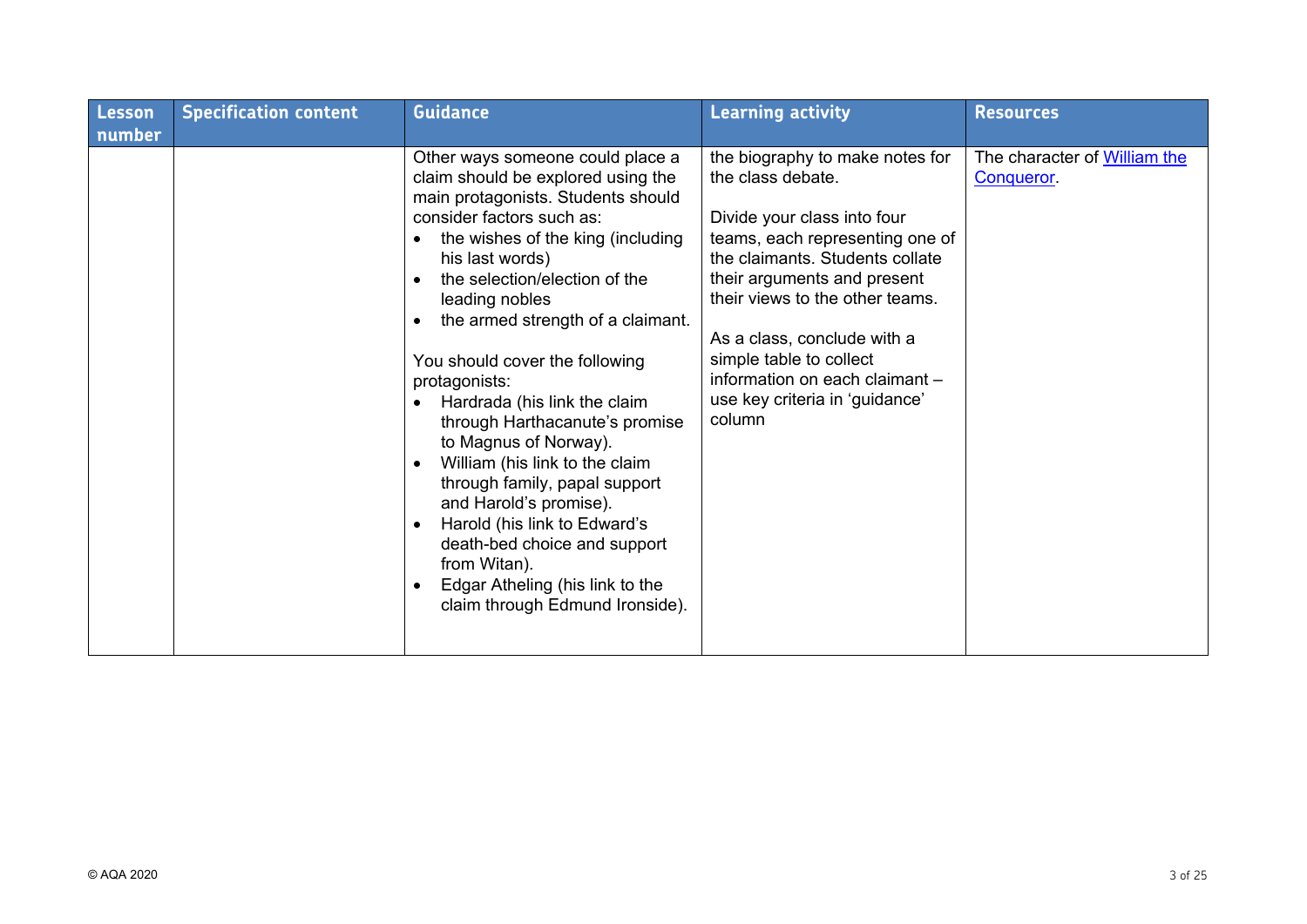| Lesson number | Specification content | Guidance | Learning activity | Resources |
|---|---|---|---|---|
| | | Other ways someone could place a claim should be explored using the main protagonists. Students should consider factors such as:<br>• the wishes of the king (including his last words)<br>• the selection/election of the leading nobles<br>• the armed strength of a claimant.<br><br>You should cover the following protagonists:<br>• Hardrada (his link the claim through Harthacanute's promise to Magnus of Norway).<br>• William (his link to the claim through family, papal support and Harold's promise).<br>• Harold (his link to Edward's death-bed choice and support from Witan).<br>• Edgar Atheling (his link to the claim through Edmund Ironside). | the biography to make notes for the class debate.<br><br>Divide your class into four teams, each representing one of the claimants. Students collate their arguments and present their views to the other teams.<br><br>As a class, conclude with a simple table to collect information on each claimant – use key criteria in 'guidance' column | The character of William the Conqueror. |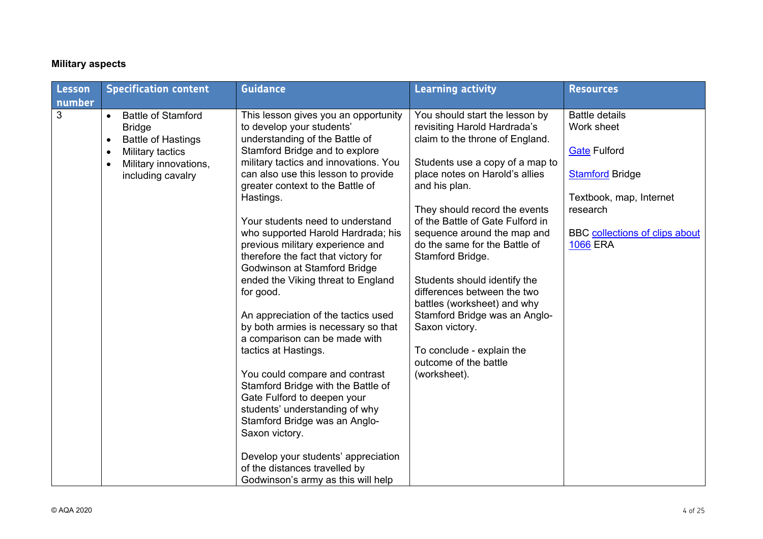**Military aspects**

| Lesson number | Specification content | Guidance | Learning activity | Resources |
|---|---|---|---|---|
| 3 | • Battle of Stamford Bridge<br>• Battle of Hastings<br>• Military tactics<br>• Military innovations, including cavalry | This lesson gives you an opportunity to develop your students' understanding of the Battle of Stamford Bridge and to explore military tactics and innovations. You can also use this lesson to provide greater context to the Battle of Hastings.<br><br>Your students need to understand who supported Harold Hardrada; his previous military experience and therefore the fact that victory for Godwinson at Stamford Bridge ended the Viking threat to England for good.<br><br>An appreciation of the tactics used by both armies is necessary so that a comparison can be made with tactics at Hastings.<br><br>You could compare and contrast Stamford Bridge with the Battle of Gate Fulford to deepen your students' understanding of why Stamford Bridge was an Anglo-Saxon victory.<br><br>Develop your students' appreciation of the distances travelled by Godwinson's army as this will help | You should start the lesson by revisiting Harold Hardrada's claim to the throne of England.<br><br>Students use a copy of a map to place notes on Harold's allies and his plan.<br><br>They should record the events of the Battle of Gate Fulford in sequence around the map and do the same for the Battle of Stamford Bridge.<br><br>Students should identify the differences between the two battles (worksheet) and why Stamford Bridge was an Anglo-Saxon victory.<br><br>To conclude - explain the outcome of the battle (worksheet). | Battle details<br>Work sheet<br><br>Gate Fulford<br><br>Stamford Bridge<br><br>Textbook, map, Internet research<br><br>BBC collections of clips about 1066 ERA |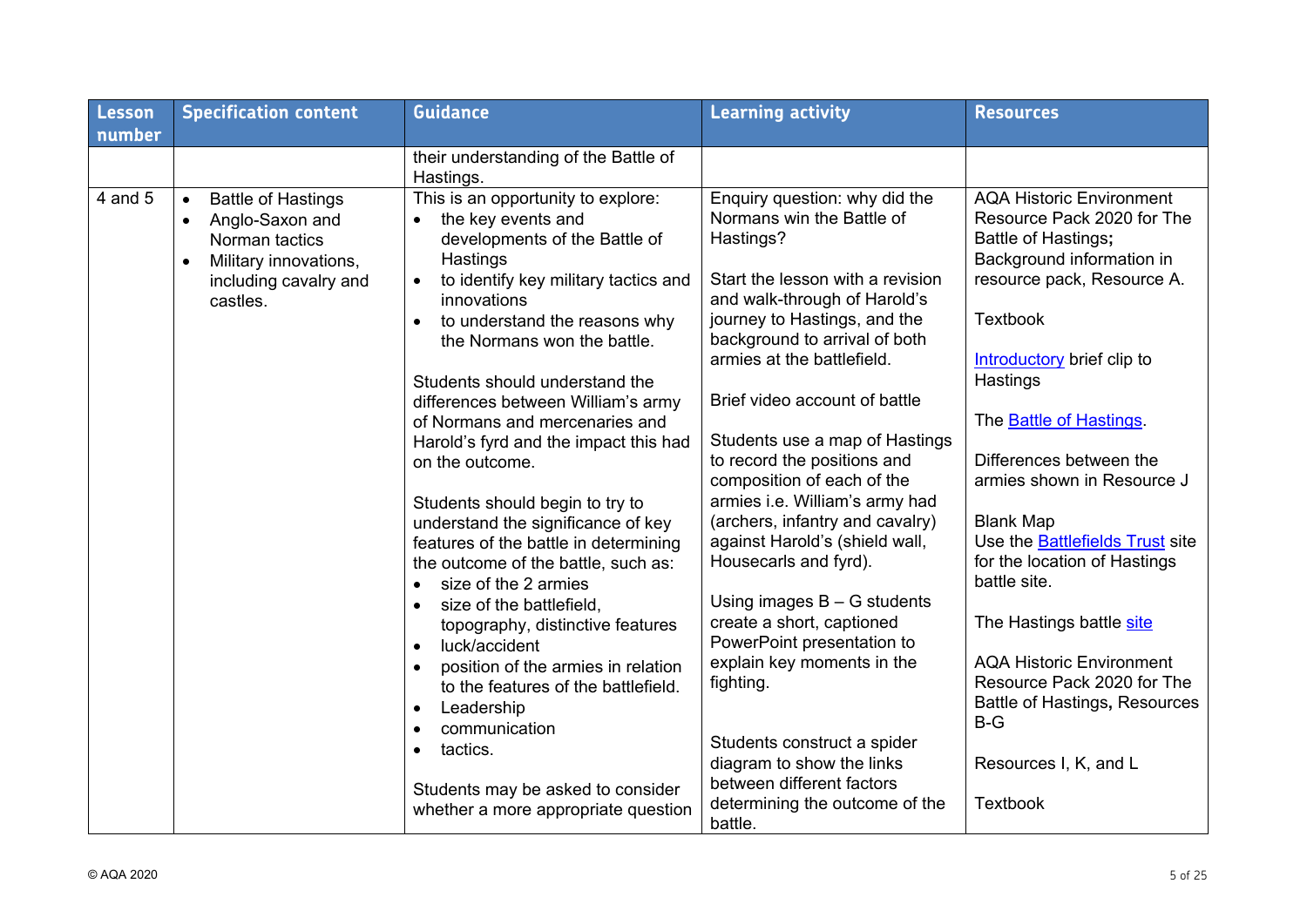| Lesson number | Specification content | Guidance | Learning activity | Resources |
|---|---|---|---|---|
| | | their understanding of the Battle of Hastings. | | |
| 4 and 5 | • Battle of Hastings<br>• Anglo-Saxon and Norman tactics<br>• Military innovations, including cavalry and castles. | This is an opportunity to explore:<br>• the key events and developments of the Battle of Hastings<br>• to identify key military tactics and innovations<br>• to understand the reasons why the Normans won the battle.<br><br>Students should understand the differences between William's army of Normans and mercenaries and Harold's fyrd and the impact this had on the outcome.<br><br>Students should begin to try to understand the significance of key features of the battle in determining the outcome of the battle, such as:<br>• size of the 2 armies<br>• size of the battlefield, topography, distinctive features<br>• luck/accident<br>• position of the armies in relation to the features of the battlefield.<br>• Leadership<br>• communication<br>• tactics.<br><br>Students may be asked to consider whether a more appropriate question | Enquiry question: why did the Normans win the Battle of Hastings?<br><br>Start the lesson with a revision and walk-through of Harold's journey to Hastings, and the background to arrival of both armies at the battlefield.<br><br>Brief video account of battle<br><br>Students use a map of Hastings to record the positions and composition of each of the armies i.e. William's army had (archers, infantry and cavalry) against Harold's (shield wall, Housecarls and fyrd).<br><br>Using images B – G students create a short, captioned PowerPoint presentation to explain key moments in the fighting.<br><br>Students construct a spider diagram to show the links between different factors determining the outcome of the battle. | AQA Historic Environment Resource Pack 2020 for The Battle of Hastings**;** Background information in resource pack, Resource A.<br><br>Textbook<br><br>Introductory brief clip to Hastings<br><br>The Battle of Hastings.<br><br>Differences between the armies shown in Resource J<br><br>Blank Map<br>Use the Battlefields Trust site for the location of Hastings battle site.<br><br>The Hastings battle site<br><br>AQA Historic Environment Resource Pack 2020 for The Battle of Hastings**,** Resources B-G<br><br>Resources I, K, and L<br><br>Textbook |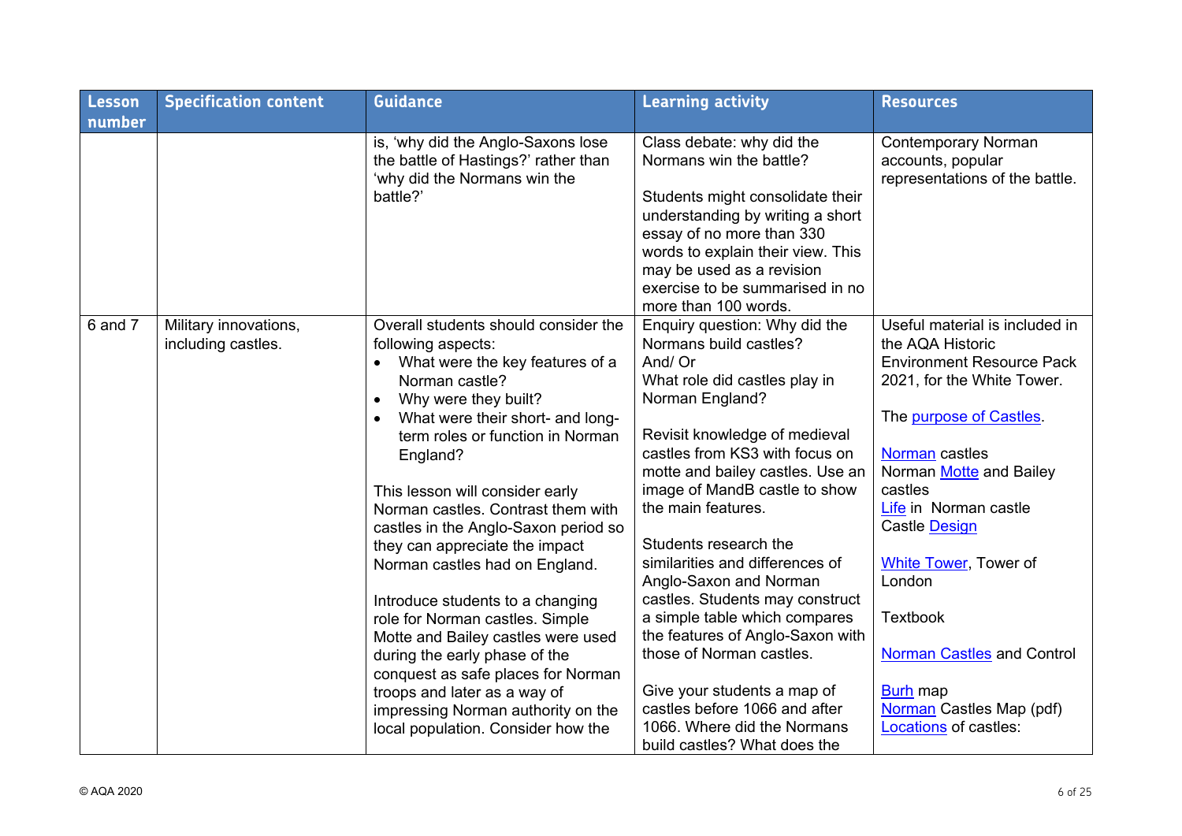| Lesson number | Specification content | Guidance | Learning activity | Resources |
|---|---|---|---|---|
| | | is, 'why did the Anglo-Saxons lose the battle of Hastings?' rather than 'why did the Normans win the battle?' | Class debate: why did the Normans win the battle?<br><br>Students might consolidate their understanding by writing a short essay of no more than 330 words to explain their view. This may be used as a revision exercise to be summarised in no more than 100 words. | Contemporary Norman accounts, popular representations of the battle. |
| 6 and 7 | Military innovations, including castles. | Overall students should consider the following aspects:<br>• What were the key features of a Norman castle?<br>• Why were they built?<br>• What were their short- and long-term roles or function in Norman England?<br><br>This lesson will consider early Norman castles. Contrast them with castles in the Anglo-Saxon period so they can appreciate the impact Norman castles had on England.<br><br>Introduce students to a changing role for Norman castles. Simple Motte and Bailey castles were used during the early phase of the conquest as safe places for Norman troops and later as a way of impressing Norman authority on the local population. Consider how the | Enquiry question: Why did the Normans build castles?<br>And/ Or<br>What role did castles play in Norman England?<br><br>Revisit knowledge of medieval castles from KS3 with focus on motte and bailey castles. Use an image of MandB castle to show the main features.<br><br>Students research the similarities and differences of Anglo-Saxon and Norman castles. Students may construct a simple table which compares the features of Anglo-Saxon with those of Norman castles.<br><br>Give your students a map of castles before 1066 and after 1066. Where did the Normans build castles? What does the | Useful material is included in the AQA Historic Environment Resource Pack 2021, for the White Tower.<br><br>The purpose of Castles.<br><br>Norman castles<br>Norman Motte and Bailey castles<br>Life in Norman castle<br>Castle Design<br><br>White Tower, Tower of London<br><br>Textbook<br><br>Norman Castles and Control<br><br>Burh map<br>Norman Castles Map (pdf)<br>Locations of castles: |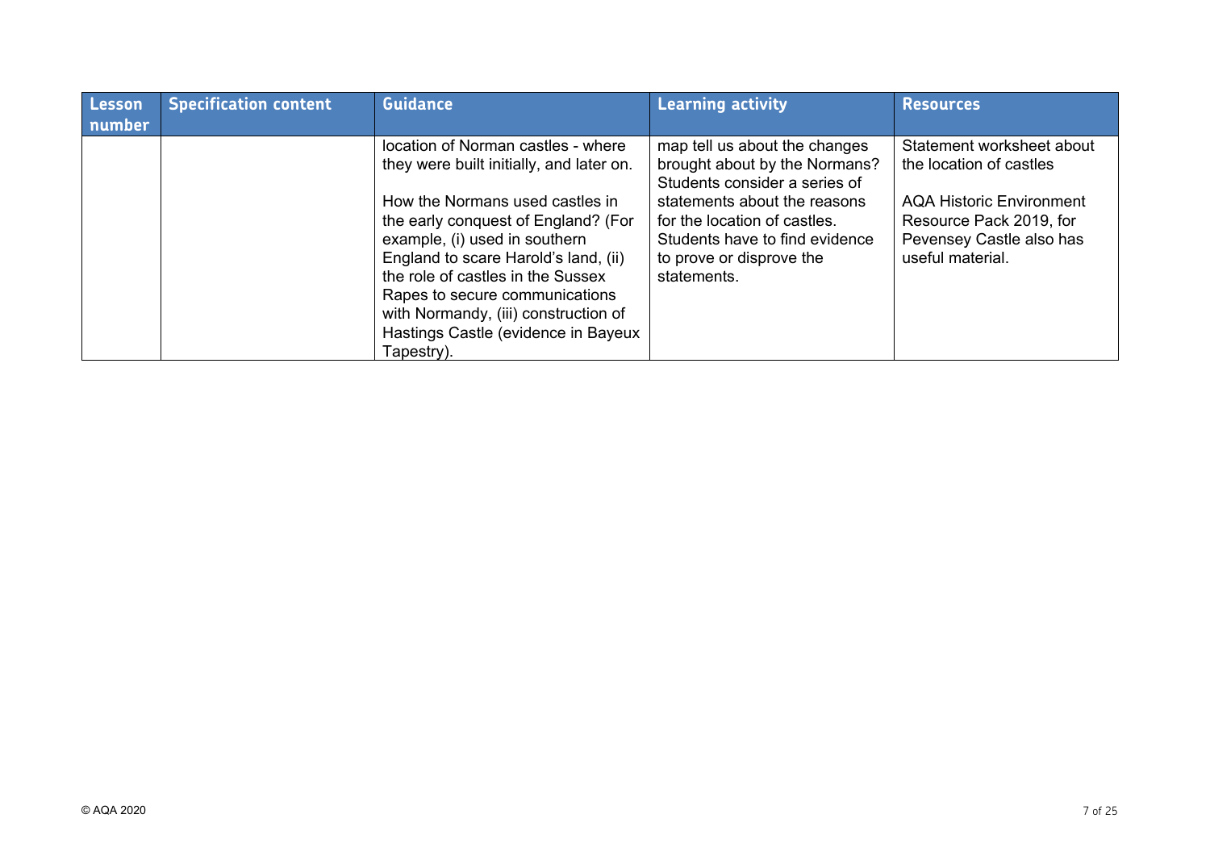| Lesson number | Specification content | Guidance | Learning activity | Resources |
|---|---|---|---|---|
| | | location of Norman castles - where they were built initially, and later on.<br><br>How the Normans used castles in the early conquest of England? (For example, (i) used in southern England to scare Harold's land, (ii) the role of castles in the Sussex Rapes to secure communications with Normandy, (iii) construction of Hastings Castle (evidence in Bayeux Tapestry). | map tell us about the changes brought about by the Normans? Students consider a series of statements about the reasons for the location of castles. Students have to find evidence to prove or disprove the statements. | Statement worksheet about the location of castles<br><br>AQA Historic Environment Resource Pack 2019, for Pevensey Castle also has useful material. |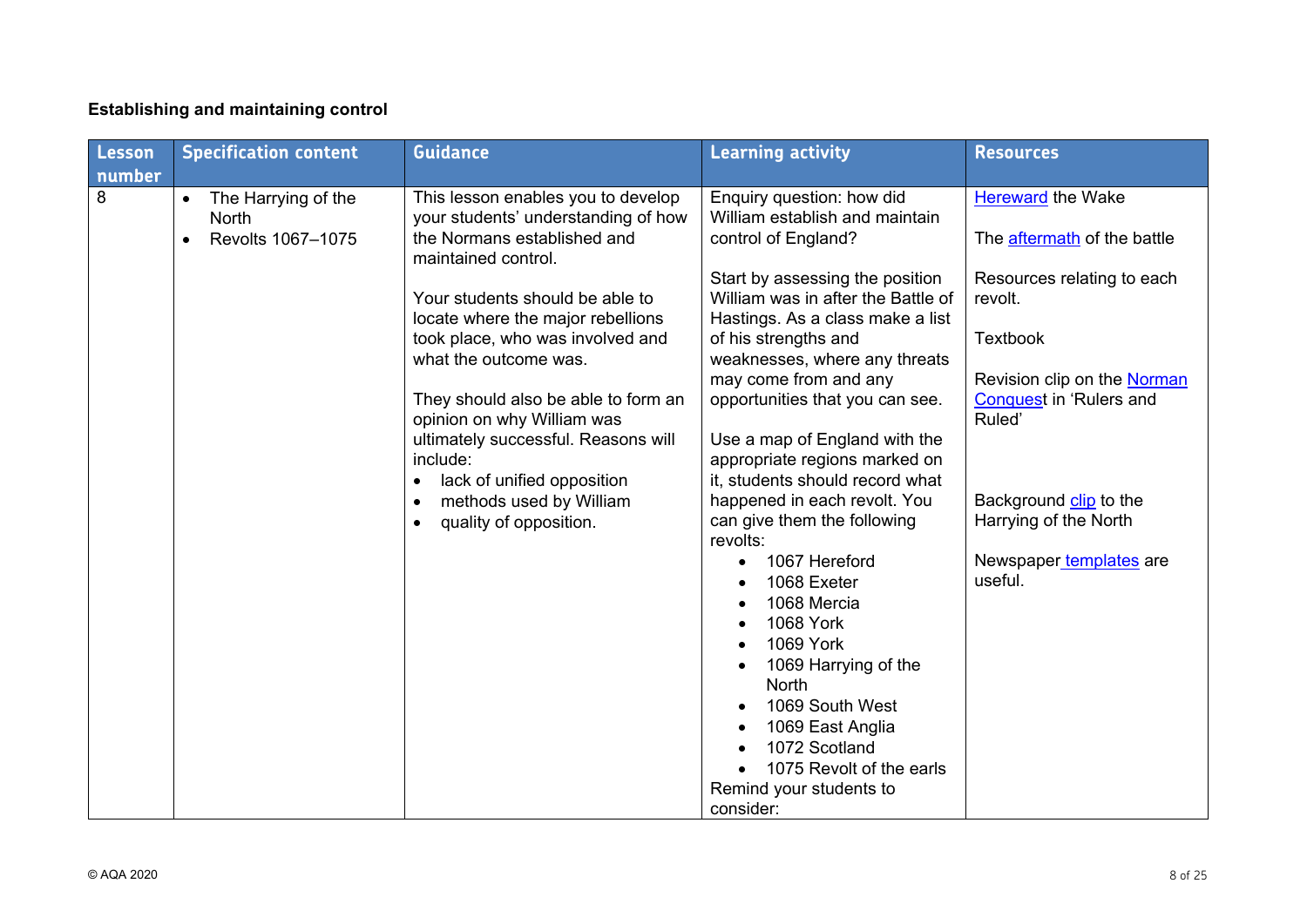### Establishing and maintaining control

| Lesson number | Specification content | Guidance | Learning activity | Resources |
|---|---|---|---|---|
| 8 | • The Harrying of the North<br>• Revolts 1067–1075 | This lesson enables you to develop your students' understanding of how the Normans established and maintained control.<br><br>Your students should be able to locate where the major rebellions took place, who was involved and what the outcome was.<br><br>They should also be able to form an opinion on why William was ultimately successful. Reasons will include:<br>• lack of unified opposition<br>• methods used by William<br>• quality of opposition. | Enquiry question: how did William establish and maintain control of England?<br><br>Start by assessing the position William was in after the Battle of Hastings. As a class make a list of his strengths and weaknesses, where any threats may come from and any opportunities that you can see.<br><br>Use a map of England with the appropriate regions marked on it, students should record what happened in each revolt. You can give them the following revolts:<br>• 1067 Hereford<br>• 1068 Exeter<br>• 1068 Mercia<br>• 1068 York<br>• 1069 York<br>• 1069 Harrying of the North<br>• 1069 South West<br>• 1069 East Anglia<br>• 1072 Scotland<br>• 1075 Revolt of the earls<br>Remind your students to consider: | Hereward the Wake<br><br>The aftermath of the battle<br><br>Resources relating to each revolt.<br><br>Textbook<br><br>Revision clip on the Norman Conquest in 'Rulers and Ruled'<br><br>Background clip to the Harrying of the North<br><br>Newspaper templates are useful. |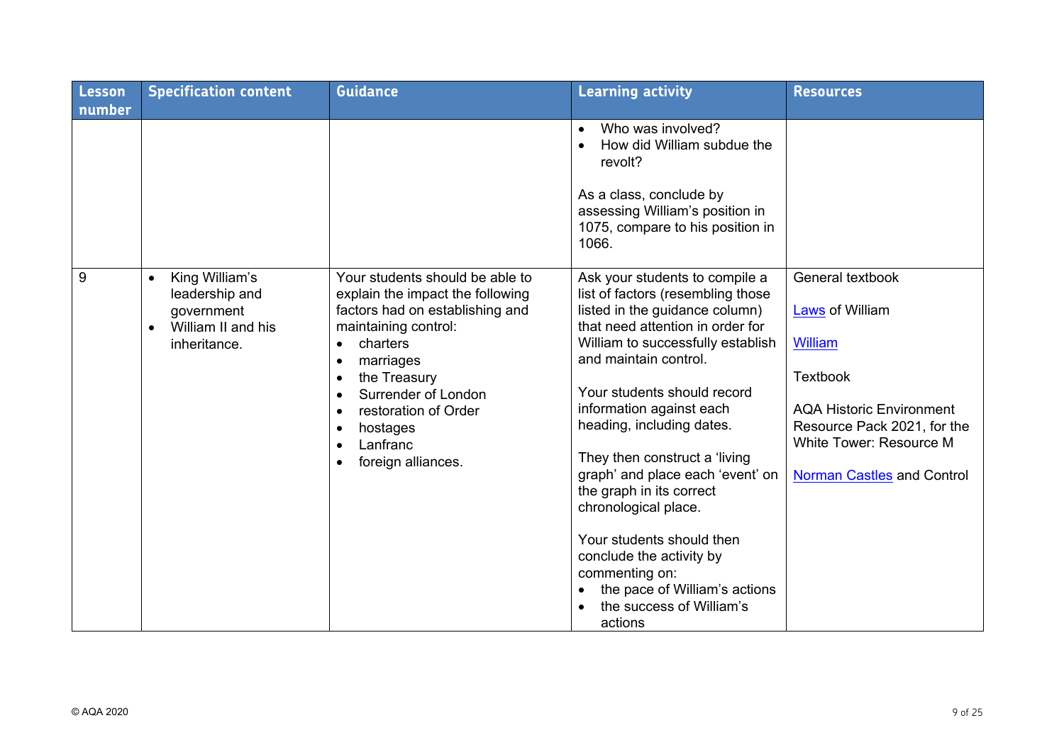| Lesson number | Specification content | Guidance | Learning activity | Resources |
|---|---|---|---|---|
| | | | • Who was involved?<br>• How did William subdue the revolt?<br><br>As a class, conclude by assessing William's position in 1075, compare to his position in 1066. | |
| 9 | • King William's leadership and government<br>• William II and his inheritance. | Your students should be able to explain the impact the following factors had on establishing and maintaining control:<br>• charters<br>• marriages<br>• the Treasury<br>• Surrender of London<br>• restoration of Order<br>• hostages<br>• Lanfranc<br>• foreign alliances. | Ask your students to compile a list of factors (resembling those listed in the guidance column) that need attention in order for William to successfully establish and maintain control.<br><br>Your students should record information against each heading, including dates.<br><br>They then construct a 'living graph' and place each 'event' on the graph in its correct chronological place.<br><br>Your students should then conclude the activity by commenting on:<br>• the pace of William's actions<br>• the success of William's actions | General textbook<br><br>Laws of William<br><br>William<br><br>Textbook<br><br>AQA Historic Environment Resource Pack 2021, for the White Tower: Resource M<br><br>Norman Castles and Control |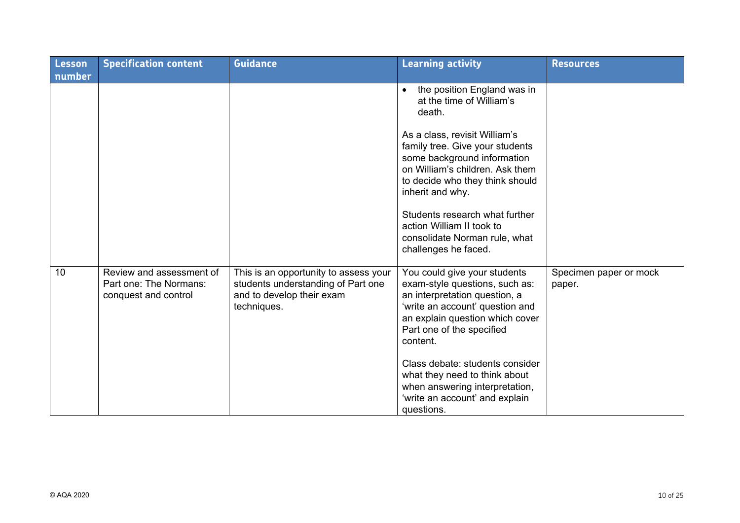| Lesson number | Specification content | Guidance | Learning activity | Resources |
|---|---|---|---|---|
| | | | • the position England was in at the time of William's death.<br><br>As a class, revisit William's family tree. Give your students some background information on William's children. Ask them to decide who they think should inherit and why.<br><br>Students research what further action William II took to consolidate Norman rule, what challenges he faced. | |
| 10 | Review and assessment of Part one: The Normans: conquest and control | This is an opportunity to assess your students understanding of Part one and to develop their exam techniques. | You could give your students exam-style questions, such as: an interpretation question, a 'write an account' question and an explain question which cover Part one of the specified content.<br><br>Class debate: students consider what they need to think about when answering interpretation, 'write an account' and explain questions. | Specimen paper or mock paper. |

© AQA 2020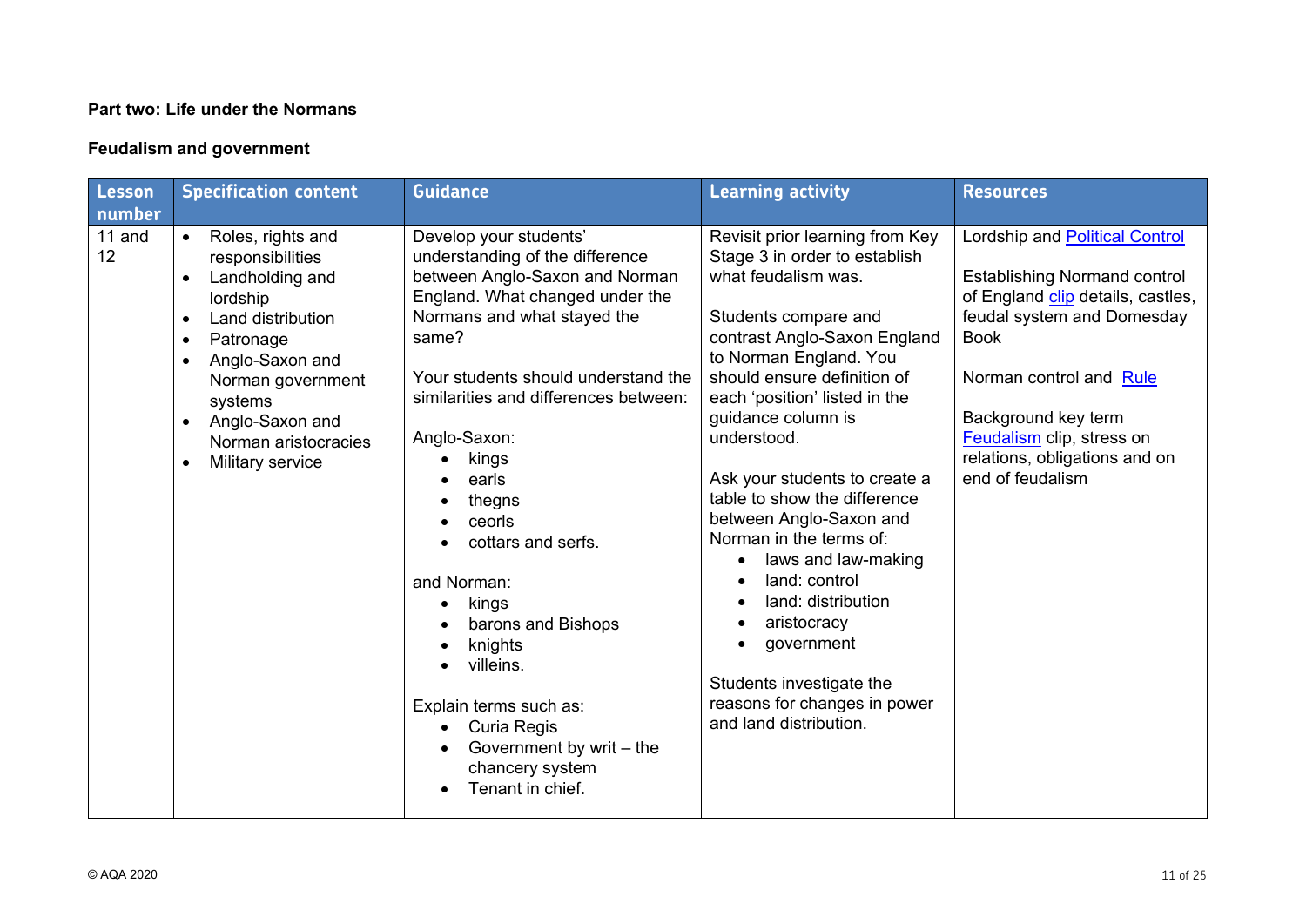**Part two: Life under the Normans**

**Feudalism and government**

| Lesson number | Specification content | Guidance | Learning activity | Resources |
|---|---|---|---|---|
| 11 and 12 | • Roles, rights and responsibilities<br>• Landholding and lordship<br>• Land distribution<br>• Patronage<br>• Anglo-Saxon and Norman government systems<br>• Anglo-Saxon and Norman aristocracies<br>• Military service | Develop your students' understanding of the difference between Anglo-Saxon and Norman England. What changed under the Normans and what stayed the same?<br><br>Your students should understand the similarities and differences between:<br><br>Anglo-Saxon:<br>• kings<br>• earls<br>• thegns<br>• ceorls<br>• cottars and serfs.<br><br>and Norman:<br>• kings<br>• barons and Bishops<br>• knights<br>• villeins.<br><br>Explain terms such as:<br>• Curia Regis<br>• Government by writ – the chancery system<br>• Tenant in chief. | Revisit prior learning from Key Stage 3 in order to establish what feudalism was.<br><br>Students compare and contrast Anglo-Saxon England to Norman England. You should ensure definition of each 'position' listed in the guidance column is understood.<br><br>Ask your students to create a table to show the difference between Anglo-Saxon and Norman in the terms of:<br>• laws and law-making<br>• land: control<br>• land: distribution<br>• aristocracy<br>• government<br><br>Students investigate the reasons for changes in power and land distribution. | Lordship and Political Control<br><br>Establishing Norman control of England clip details, castles, feudal system and Domesday Book<br><br>Norman control and Rule<br><br>Background key term Feudalism clip, stress on relations, obligations and on end of feudalism |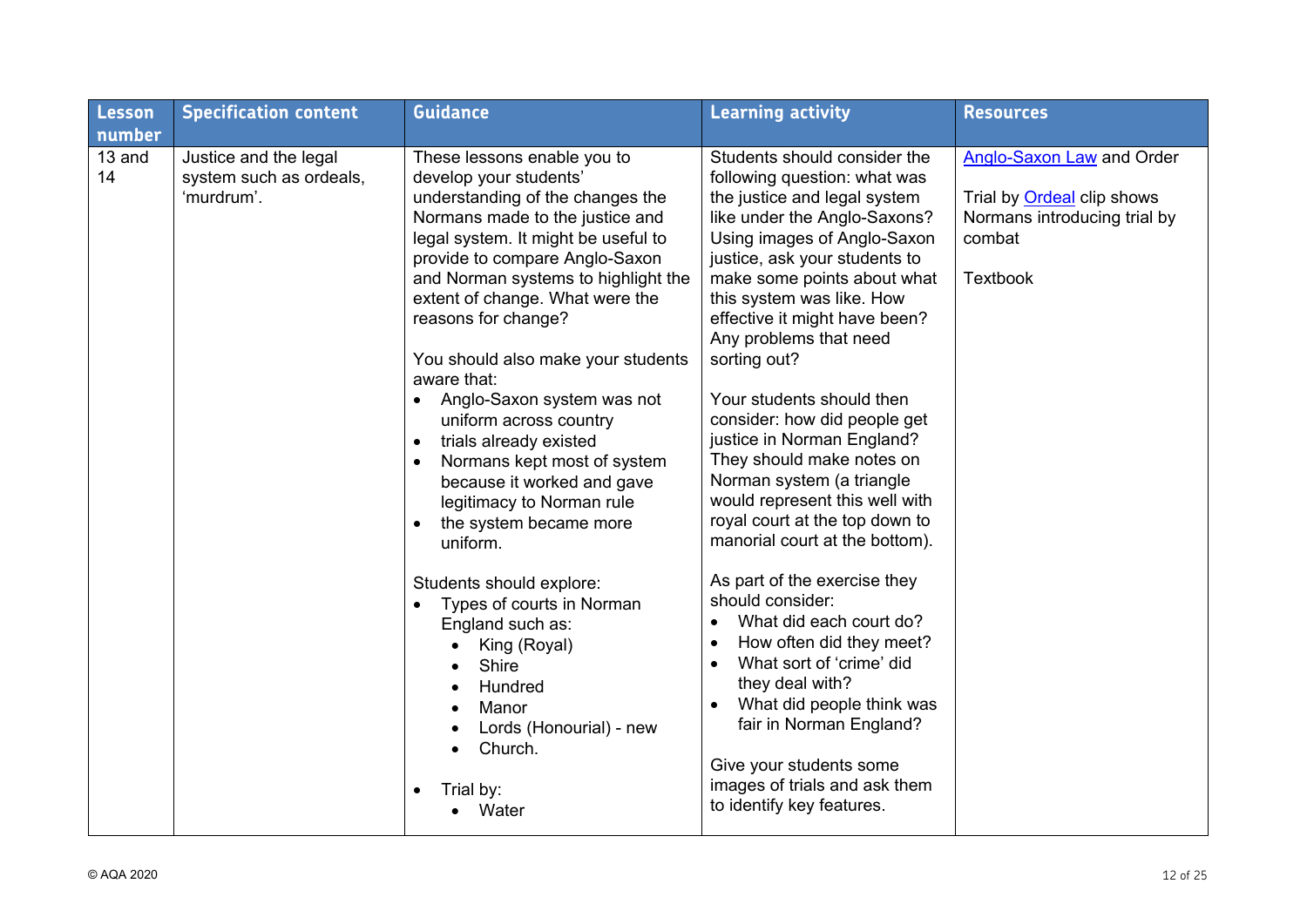| Lesson number | Specification content | Guidance | Learning activity | Resources |
|---|---|---|---|---|
| 13 and 14 | Justice and the legal system such as ordeals, 'murdrum'. | These lessons enable you to develop your students' understanding of the changes the Normans made to the justice and legal system. It might be useful to provide to compare Anglo-Saxon and Norman systems to highlight the extent of change. What were the reasons for change?<br><br>You should also make your students aware that:<br>• Anglo-Saxon system was not uniform across country<br>• trials already existed<br>• Normans kept most of system because it worked and gave legitimacy to Norman rule<br>• the system became more uniform.<br><br>Students should explore:<br>• Types of courts in Norman England such as:<br>  ◦ King (Royal)<br>  ◦ Shire<br>  ◦ Hundred<br>  ◦ Manor<br>  ◦ Lords (Honourial) - new<br>  ◦ Church.<br><br>• Trial by:<br>  ◦ Water | Students should consider the following question: what was the justice and legal system like under the Anglo-Saxons? Using images of Anglo-Saxon justice, ask your students to make some points about what this system was like. How effective it might have been? Any problems that need sorting out?<br><br>Your students should then consider: how did people get justice in Norman England? They should make notes on Norman system (a triangle would represent this well with royal court at the top down to manorial court at the bottom).<br><br>As part of the exercise they should consider:<br>• What did each court do?<br>• How often did they meet?<br>• What sort of 'crime' did they deal with?<br>• What did people think was fair in Norman England?<br><br>Give your students some images of trials and ask them to identify key features. | Anglo-Saxon Law and Order<br><br>Trial by Ordeal clip shows Normans introducing trial by combat<br><br>Textbook |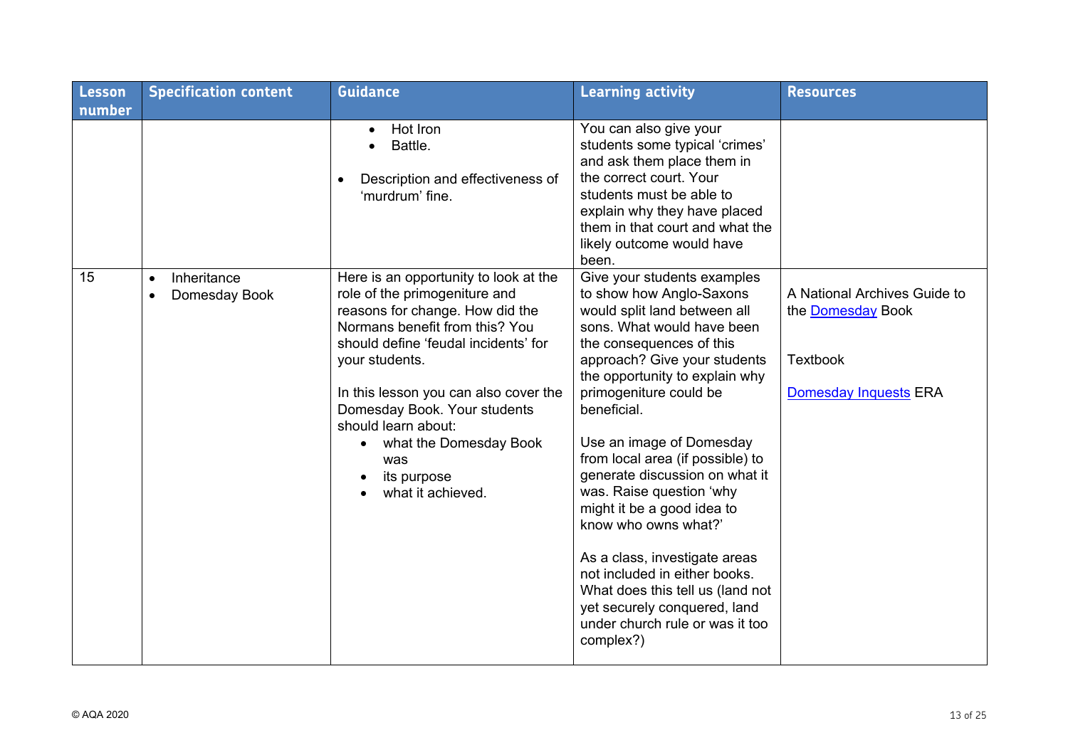| Lesson number | Specification content | Guidance | Learning activity | Resources |
|---|---|---|---|---|
| | | • Hot Iron<br>• Battle.<br><br>• Description and effectiveness of 'murdrum' fine. | You can also give your students some typical 'crimes' and ask them place them in the correct court. Your students must be able to explain why they have placed them in that court and what the likely outcome would have been. | |
| 15 | • Inheritance<br>• Domesday Book | Here is an opportunity to look at the role of the primogeniture and reasons for change. How did the Normans benefit from this? You should define 'feudal incidents' for your students.<br><br>In this lesson you can also cover the Domesday Book. Your students should learn about:<br>• what the Domesday Book was<br>• its purpose<br>• what it achieved. | Give your students examples to show how Anglo-Saxons would split land between all sons. What would have been the consequences of this approach? Give your students the opportunity to explain why primogeniture could be beneficial.<br><br>Use an image of Domesday from local area (if possible) to generate discussion on what it was. Raise question 'why might it be a good idea to know who owns what?'<br><br>As a class, investigate areas not included in either books. What does this tell us (land not yet securely conquered, land under church rule or was it too complex?) | A National Archives Guide to the Domesday Book<br><br>Textbook<br><br>Domesday Inquests ERA |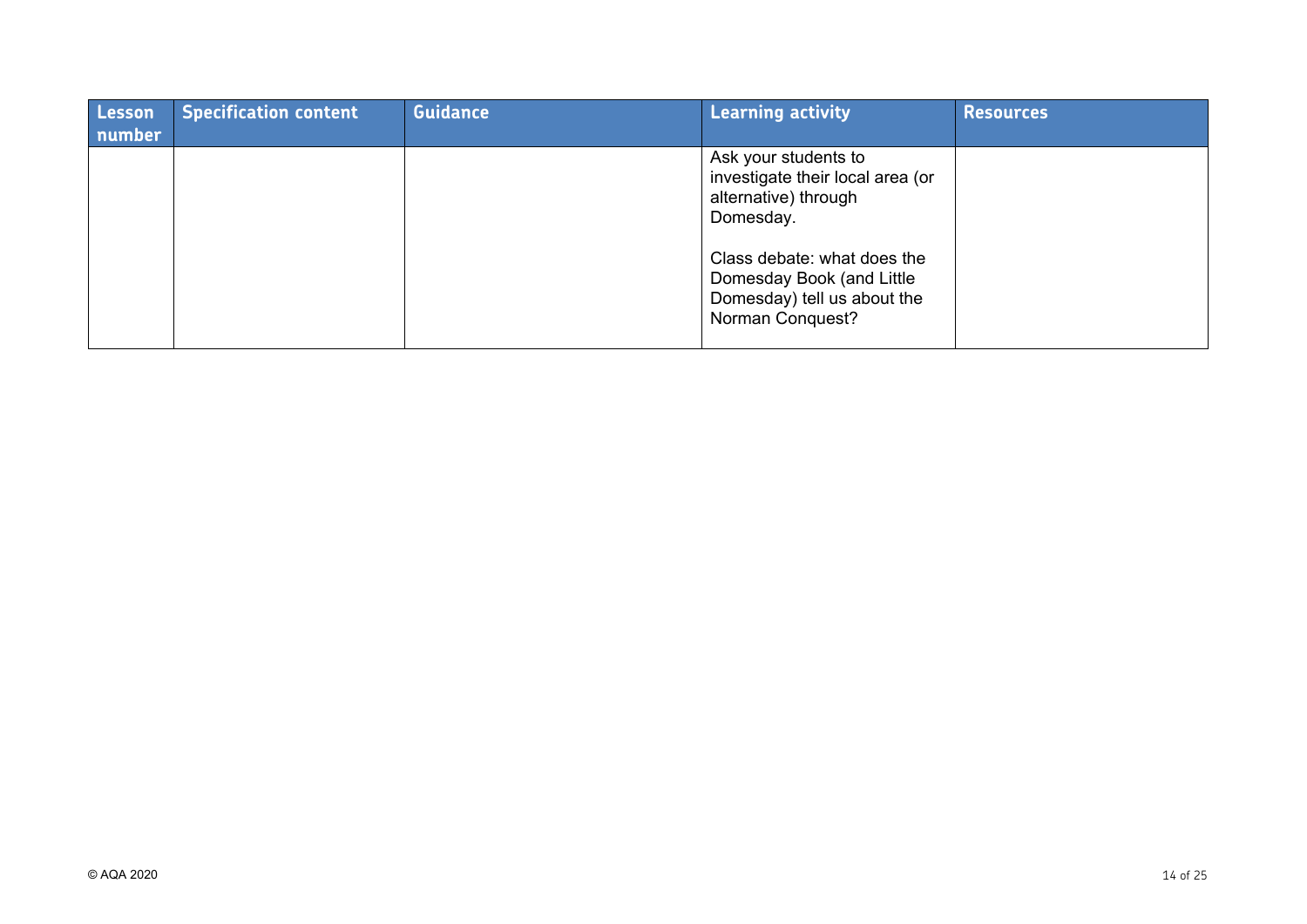| Lesson number | Specification content | Guidance | Learning activity | Resources |
|---|---|---|---|---|
| | | | Ask your students to investigate their local area (or alternative) through Domesday.<br><br>Class debate: what does the Domesday Book (and Little Domesday) tell us about the Norman Conquest? | |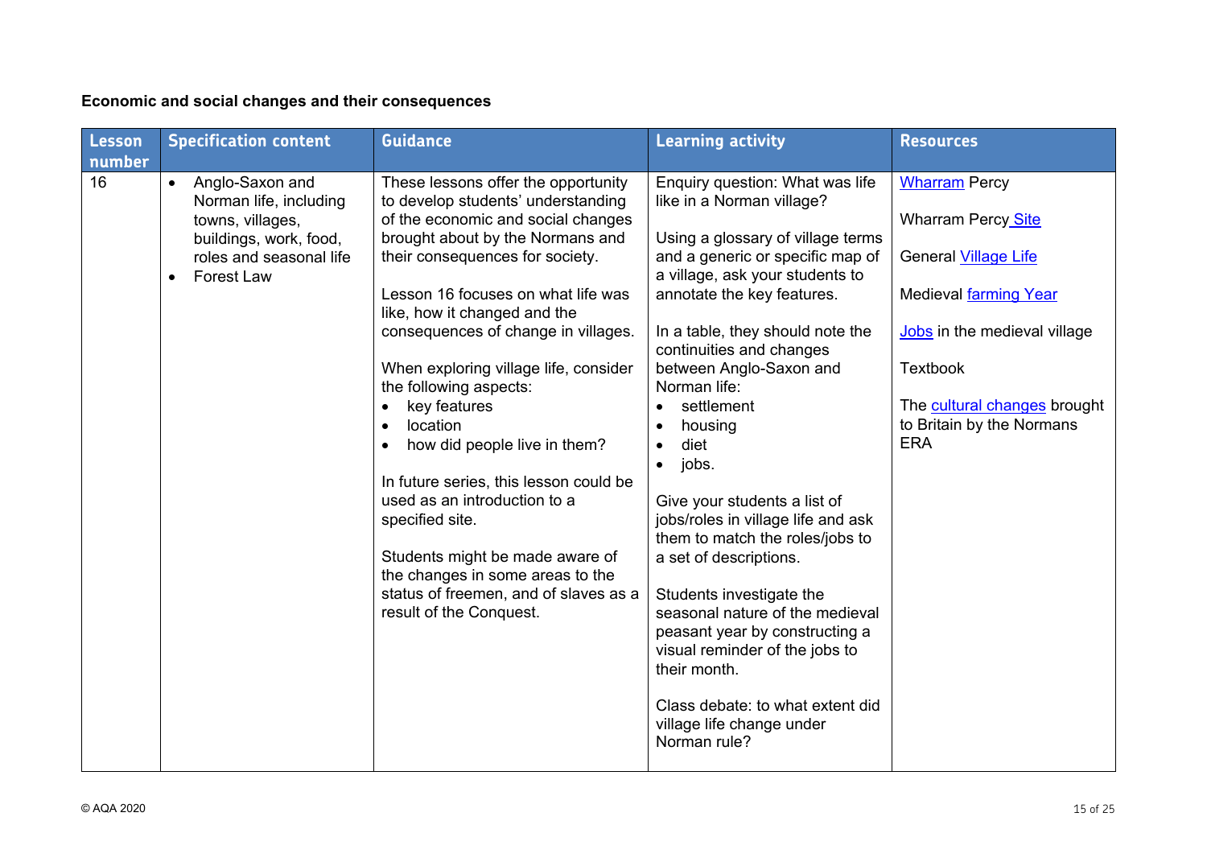**Economic and social changes and their consequences**

| Lesson number | Specification content | Guidance | Learning activity | Resources |
|---|---|---|---|---|
| 16 | • Anglo-Saxon and Norman life, including towns, villages, buildings, work, food, roles and seasonal life<br>• Forest Law | These lessons offer the opportunity to develop students' understanding of the economic and social changes brought about by the Normans and their consequences for society.<br><br>Lesson 16 focuses on what life was like, how it changed and the consequences of change in villages.<br><br>When exploring village life, consider the following aspects:<br>• key features<br>• location<br>• how did people live in them?<br><br>In future series, this lesson could be used as an introduction to a specified site.<br><br>Students might be made aware of the changes in some areas to the status of freemen, and of slaves as a result of the Conquest. | Enquiry question: What was life like in a Norman village?<br><br>Using a glossary of village terms and a generic or specific map of a village, ask your students to annotate the key features.<br><br>In a table, they should note the continuities and changes between Anglo-Saxon and Norman life:<br>• settlement<br>• housing<br>• diet<br>• jobs.<br><br>Give your students a list of jobs/roles in village life and ask them to match the roles/jobs to a set of descriptions.<br><br>Students investigate the seasonal nature of the medieval peasant year by constructing a visual reminder of the jobs to their month.<br><br>Class debate: to what extent did village life change under Norman rule? | Wharram Percy<br><br>Wharram Percy Site<br><br>General Village Life<br><br>Medieval farming Year<br><br>Jobs in the medieval village<br><br>Textbook<br><br>The cultural changes brought to Britain by the Normans ERA |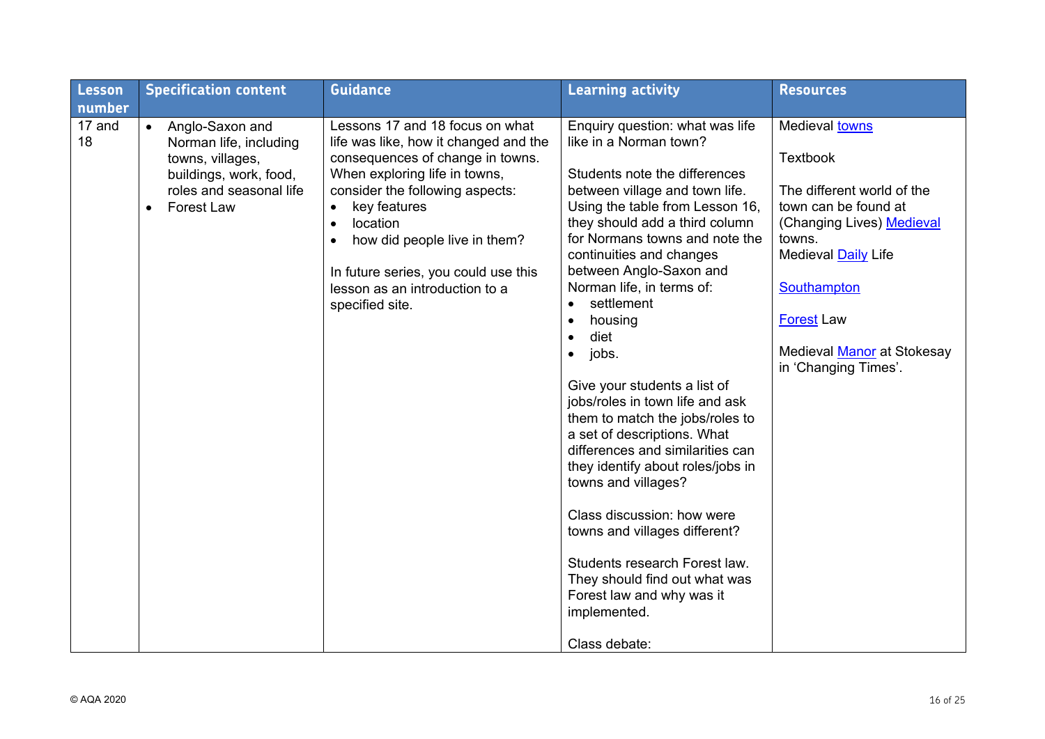| Lesson number | Specification content | Guidance | Learning activity | Resources |
|---|---|---|---|---|
| 17 and 18 | • Anglo-Saxon and Norman life, including towns, villages, buildings, work, food, roles and seasonal life<br>• Forest Law | Lessons 17 and 18 focus on what life was like, how it changed and the consequences of change in towns. When exploring life in towns, consider the following aspects:<br>• key features<br>• location<br>• how did people live in them?<br><br>In future series, you could use this lesson as an introduction to a specified site. | Enquiry question: what was life like in a Norman town?<br><br>Students note the differences between village and town life. Using the table from Lesson 16, they should add a third column for Normans towns and note the continuities and changes between Anglo-Saxon and Norman life, in terms of:<br>• settlement<br>• housing<br>• diet<br>• jobs.<br><br>Give your students a list of jobs/roles in town life and ask them to match the jobs/roles to a set of descriptions. What differences and similarities can they identify about roles/jobs in towns and villages?<br><br>Class discussion: how were towns and villages different?<br><br>Students research Forest law. They should find out what was Forest law and why was it implemented.<br><br>Class debate: | Medieval towns<br><br>Textbook<br><br>The different world of the town can be found at (Changing Lives) Medieval towns.<br>Medieval Daily Life<br><br>Southampton<br><br>Forest Law<br><br>Medieval Manor at Stokesay in 'Changing Times'. |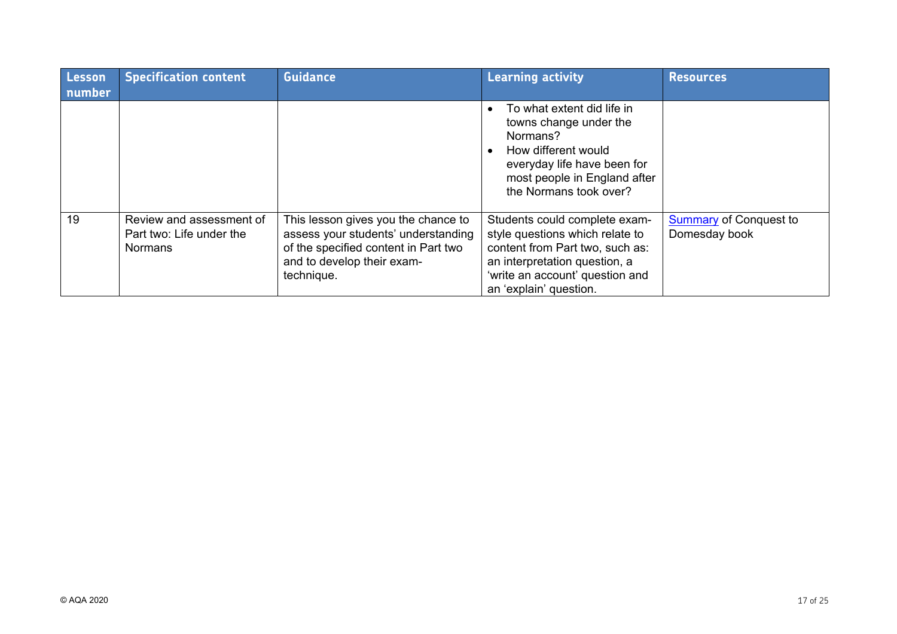| Lesson number | Specification content | Guidance | Learning activity | Resources |
|---|---|---|---|---|
| | | | • To what extent did life in towns change under the Normans?<br>• How different would everyday life have been for most people in England after the Normans took over? | |
| 19 | Review and assessment of Part two: Life under the Normans | This lesson gives you the chance to assess your students' understanding of the specified content in Part two and to develop their exam-technique. | Students could complete exam-style questions which relate to content from Part two, such as: an interpretation question, a 'write an account' question and an 'explain' question. | Summary of Conquest to Domesday book |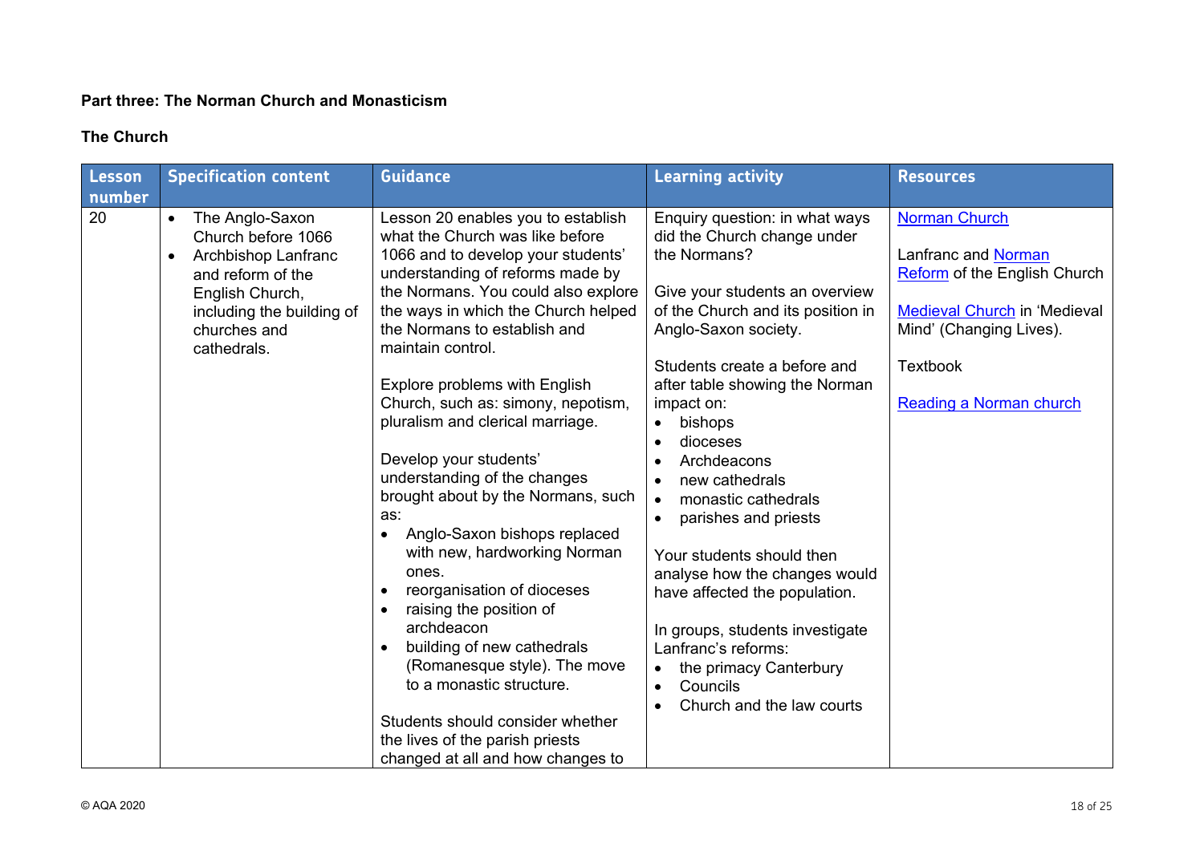**Part three: The Norman Church and Monasticism**

**The Church**

| Lesson number | Specification content | Guidance | Learning activity | Resources |
|---|---|---|---|---|
| 20 | • The Anglo-Saxon Church before 1066<br>• Archbishop Lanfranc and reform of the English Church, including the building of churches and cathedrals. | Lesson 20 enables you to establish what the Church was like before 1066 and to develop your students' understanding of reforms made by the Normans. You could also explore the ways in which the Church helped the Normans to establish and maintain control.<br><br>Explore problems with English Church, such as: simony, nepotism, pluralism and clerical marriage.<br><br>Develop your students' understanding of the changes brought about by the Normans, such as:<br>• Anglo-Saxon bishops replaced with new, hardworking Norman ones.<br>• reorganisation of dioceses<br>• raising the position of archdeacon<br>• building of new cathedrals (Romanesque style). The move to a monastic structure.<br><br>Students should consider whether the lives of the parish priests changed at all and how changes to | Enquiry question: in what ways did the Church change under the Normans?<br><br>Give your students an overview of the Church and its position in Anglo-Saxon society.<br><br>Students create a before and after table showing the Norman impact on:<br>• bishops<br>• dioceses<br>• Archdeacons<br>• new cathedrals<br>• monastic cathedrals<br>• parishes and priests<br><br>Your students should then analyse how the changes would have affected the population.<br><br>In groups, students investigate Lanfranc's reforms:<br>• the primacy Canterbury<br>• Councils<br>• Church and the law courts | Norman Church<br><br>Lanfranc and Norman Reform of the English Church<br><br>Medieval Church in 'Medieval Mind' (Changing Lives).<br><br>Textbook<br><br>Reading a Norman church |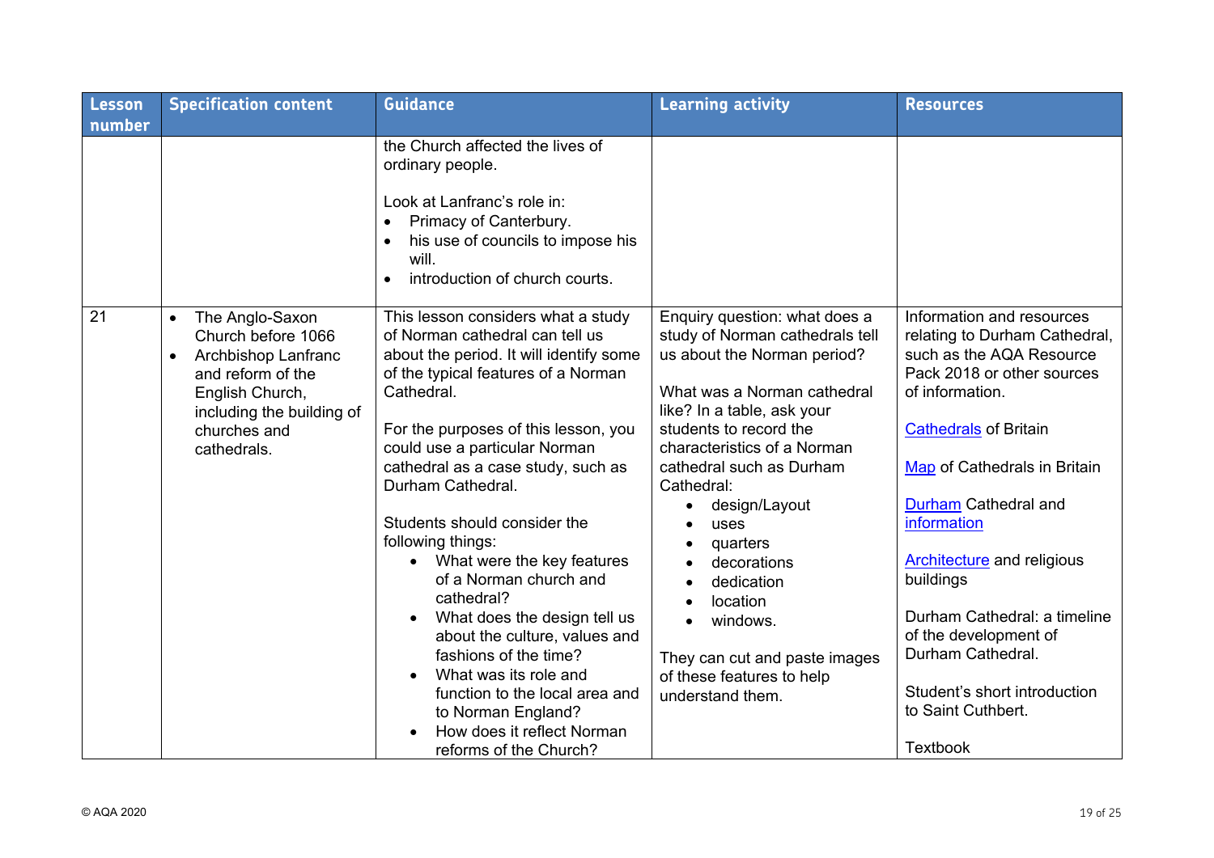| Lesson number | Specification content | Guidance | Learning activity | Resources |
|---|---|---|---|---|
| | | the Church affected the lives of ordinary people.<br><br>Look at Lanfranc's role in:<br>• Primacy of Canterbury.<br>• his use of councils to impose his will.<br>• introduction of church courts. | | |
| 21 | • The Anglo-Saxon Church before 1066<br>• Archbishop Lanfranc and reform of the English Church, including the building of churches and cathedrals. | This lesson considers what a study of Norman cathedral can tell us about the period. It will identify some of the typical features of a Norman Cathedral.<br><br>For the purposes of this lesson, you could use a particular Norman cathedral as a case study, such as Durham Cathedral.<br><br>Students should consider the following things:<br>• What were the key features of a Norman church and cathedral?<br>• What does the design tell us about the culture, values and fashions of the time?<br>• What was its role and function to the local area and to Norman England?<br>• How does it reflect Norman reforms of the Church? | Enquiry question: what does a study of Norman cathedrals tell us about the Norman period?<br><br>What was a Norman cathedral like? In a table, ask your students to record the characteristics of a Norman cathedral such as Durham Cathedral:<br>• design/Layout<br>• uses<br>• quarters<br>• decorations<br>• dedication<br>• location<br>• windows.<br><br>They can cut and paste images of these features to help understand them. | Information and resources relating to Durham Cathedral, such as the AQA Resource Pack 2018 or other sources of information.<br><br>Cathedrals of Britain<br><br>Map of Cathedrals in Britain<br><br>Durham Cathedral and information<br><br>Architecture and religious buildings<br><br>Durham Cathedral: a timeline of the development of Durham Cathedral.<br><br>Student's short introduction to Saint Cuthbert.<br><br>Textbook |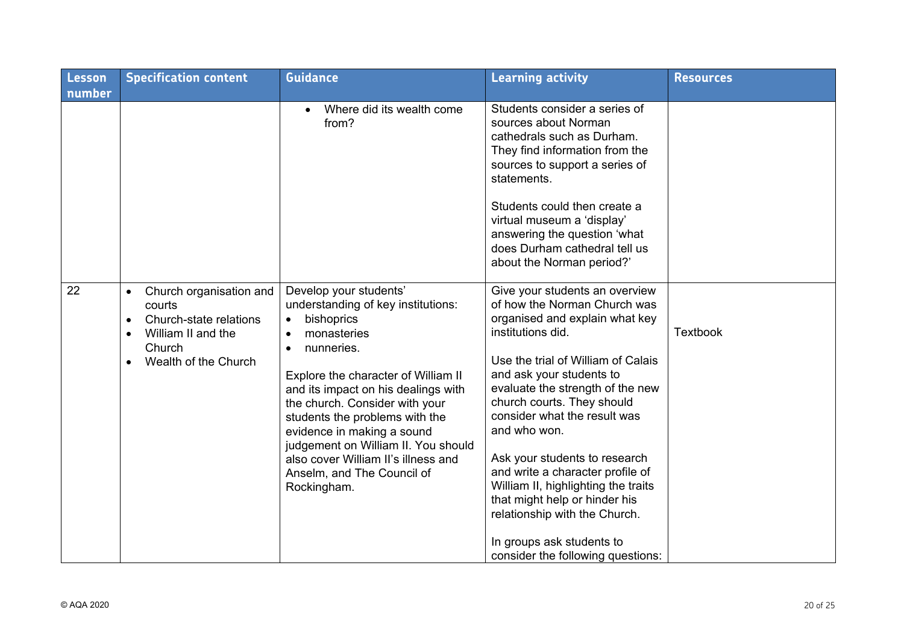| Lesson number | Specification content | Guidance | Learning activity | Resources |
|---|---|---|---|---|
| | | • Where did its wealth come from? | Students consider a series of sources about Norman cathedrals such as Durham. They find information from the sources to support a series of statements.<br><br>Students could then create a virtual museum a 'display' answering the question 'what does Durham cathedral tell us about the Norman period?' | |
| 22 | • Church organisation and courts<br>• Church-state relations<br>• William II and the Church<br>• Wealth of the Church | Develop your students' understanding of key institutions:<br>• bishoprics<br>• monasteries<br>• nunneries.<br><br>Explore the character of William II and its impact on his dealings with the church. Consider with your students the problems with the evidence in making a sound judgement on William II. You should also cover William II's illness and Anselm, and The Council of Rockingham. | Give your students an overview of how the Norman Church was organised and explain what key institutions did.<br><br>Use the trial of William of Calais and ask your students to evaluate the strength of the new church courts. They should consider what the result was and who won.<br><br>Ask your students to research and write a character profile of William II, highlighting the traits that might help or hinder his relationship with the Church.<br><br>In groups ask students to consider the following questions: | Textbook |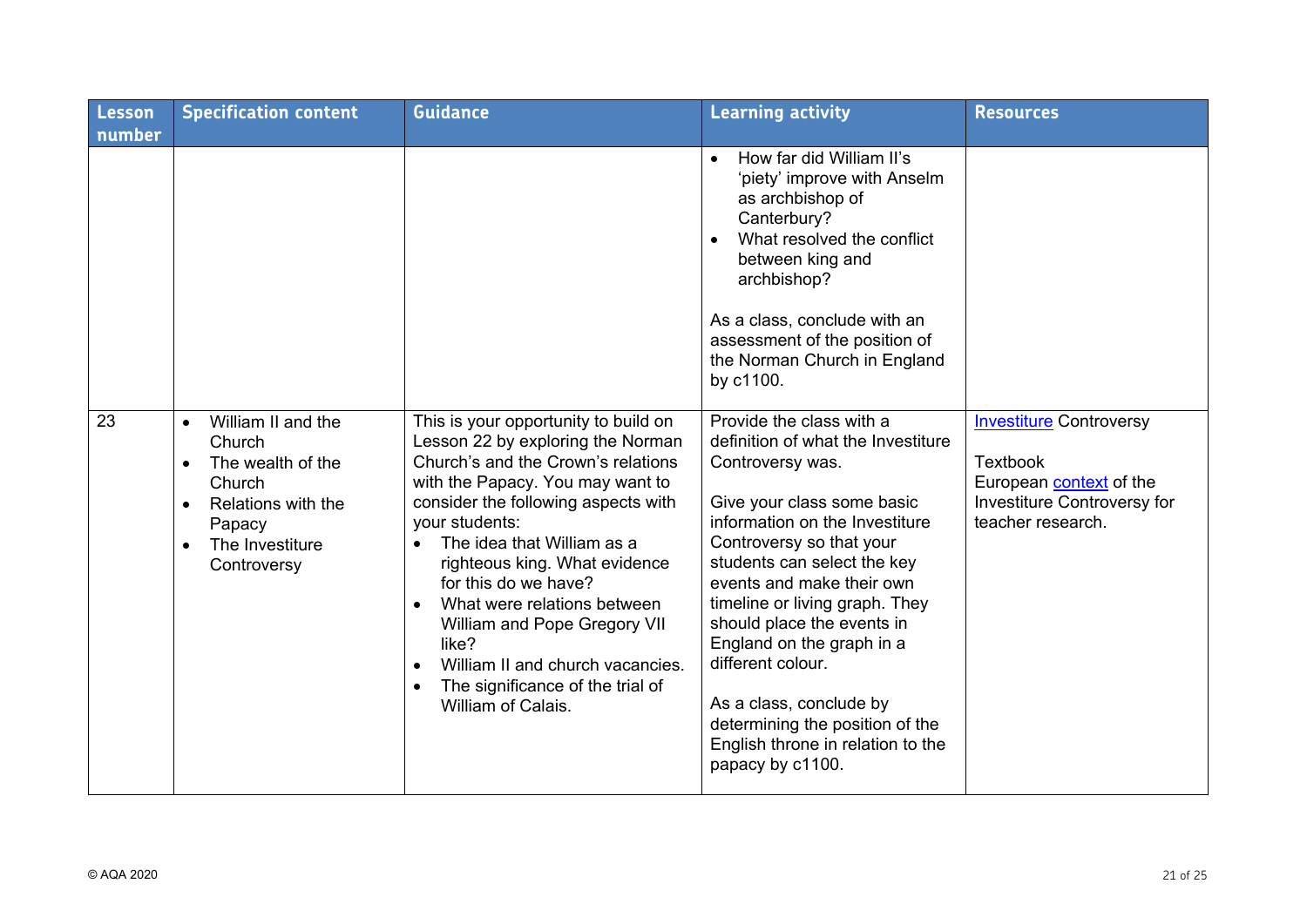| Lesson number | Specification content | Guidance | Learning activity | Resources |
| --- | --- | --- | --- | --- |
| | | | • How far did William II's 'piety' improve with Anselm as archbishop of Canterbury?<br>• What resolved the conflict between king and archbishop?<br><br>As a class, conclude with an assessment of the position of the Norman Church in England by c1100. | |
| 23 | • William II and the Church<br>• The wealth of the Church<br>• Relations with the Papacy<br>• The Investiture Controversy | This is your opportunity to build on Lesson 22 by exploring the Norman Church's and the Crown's relations with the Papacy. You may want to consider the following aspects with your students:<br>• The idea that William as a righteous king. What evidence for this do we have?<br>• What were relations between William and Pope Gregory VII like?<br>• William II and church vacancies.<br>• The significance of the trial of William of Calais. | Provide the class with a definition of what the Investiture Controversy was.<br><br>Give your class some basic information on the Investiture Controversy so that your students can select the key events and make their own timeline or living graph. They should place the events in England on the graph in a different colour.<br><br>As a class, conclude by determining the position of the English throne in relation to the papacy by c1100. | Investiture Controversy<br><br>Textbook<br>European context of the Investiture Controversy for teacher research. |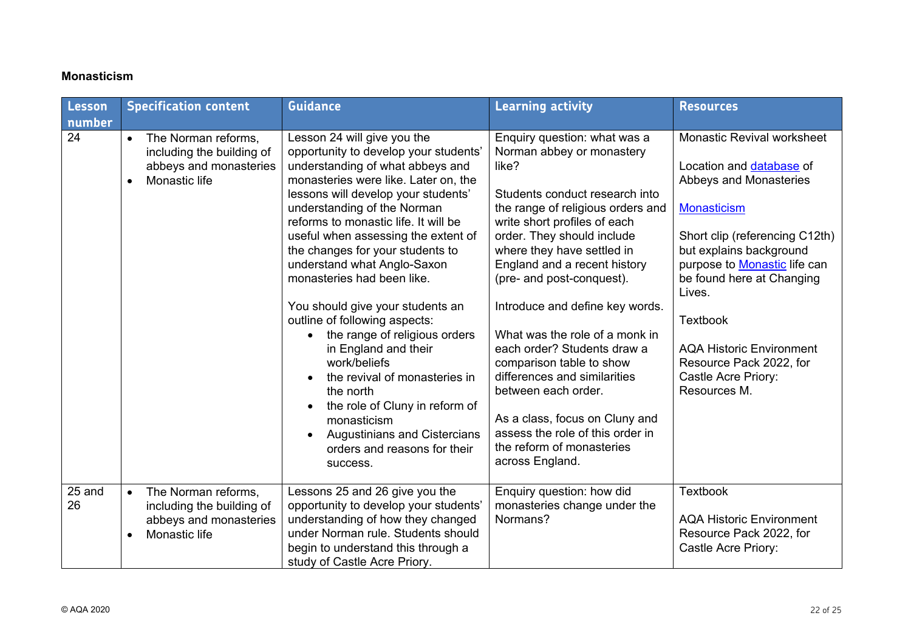**Monasticism**

| Lesson number | Specification content | Guidance | Learning activity | Resources |
|---|---|---|---|---|
| 24 | • The Norman reforms, including the building of abbeys and monasteries<br>• Monastic life | Lesson 24 will give you the opportunity to develop your students' understanding of what abbeys and monasteries were like. Later on, the lessons will develop your students' understanding of the Norman reforms to monastic life. It will be useful when assessing the extent of the changes for your students to understand what Anglo-Saxon monasteries had been like.<br><br>You should give your students an outline of following aspects:<br>• the range of religious orders in England and their work/beliefs<br>• the revival of monasteries in the north<br>• the role of Cluny in reform of monasticism<br>• Augustinians and Cistercians orders and reasons for their success. | Enquiry question: what was a Norman abbey or monastery like?<br><br>Students conduct research into the range of religious orders and write short profiles of each order. They should include where they have settled in England and a recent history (pre- and post-conquest).<br><br>Introduce and define key words.<br><br>What was the role of a monk in each order? Students draw a comparison table to show differences and similarities between each order.<br><br>As a class, focus on Cluny and assess the role of this order in the reform of monasteries across England. | Monastic Revival worksheet<br><br>Location and database of Abbeys and Monasteries<br><br>Monasticism<br><br>Short clip (referencing C12th) but explains background purpose to Monastic life can be found here at Changing Lives.<br><br>Textbook<br><br>AQA Historic Environment Resource Pack 2022, for Castle Acre Priory: Resources M. |
| 25 and 26 | • The Norman reforms, including the building of abbeys and monasteries<br>• Monastic life | Lessons 25 and 26 give you the opportunity to develop your students' understanding of how they changed under Norman rule. Students should begin to understand this through a study of Castle Acre Priory. | Enquiry question: how did monasteries change under the Normans? | Textbook<br><br>AQA Historic Environment Resource Pack 2022, for Castle Acre Priory: |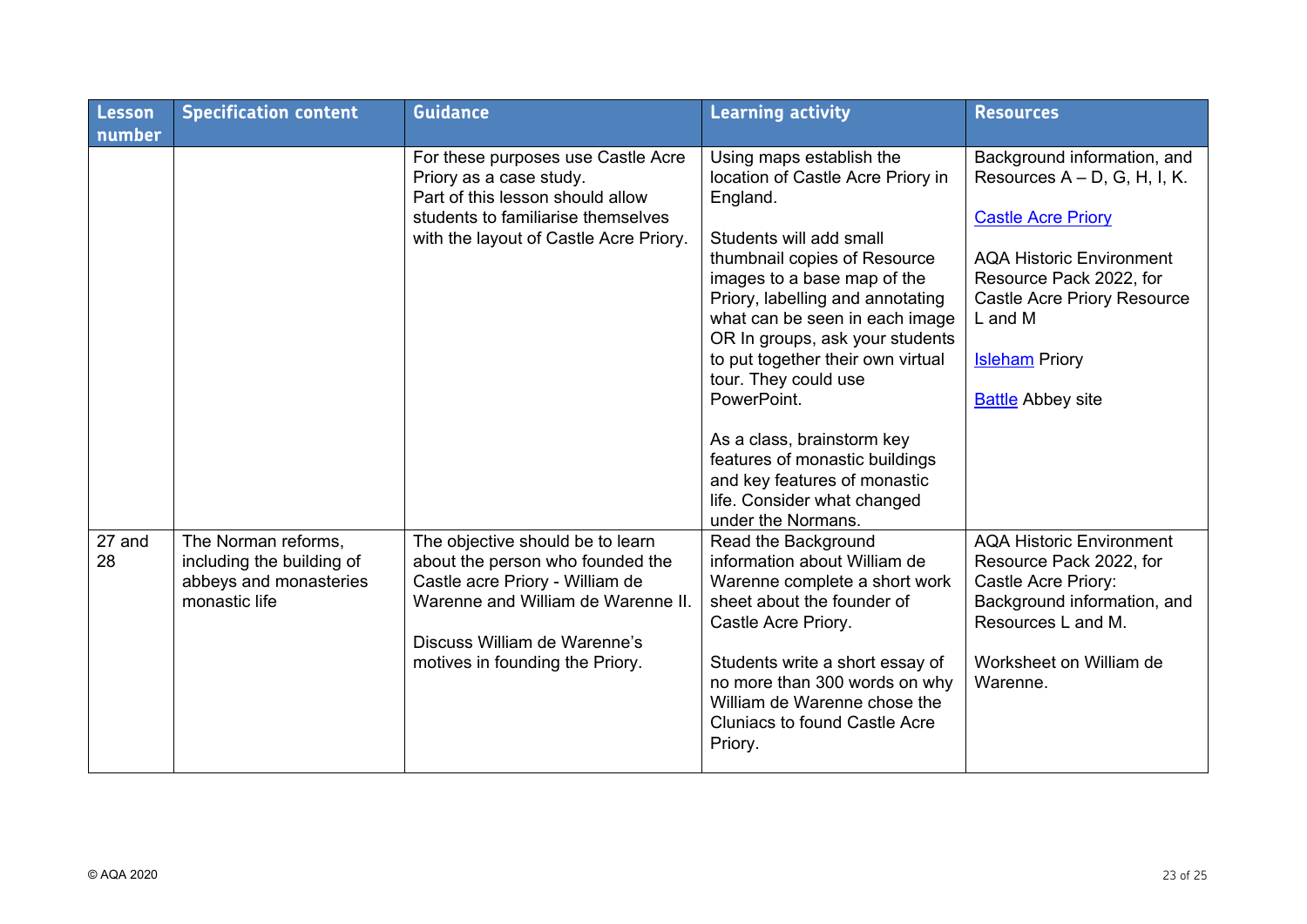| Lesson number | Specification content | Guidance | Learning activity | Resources |
|---|---|---|---|---|
| | | For these purposes use Castle Acre Priory as a case study.<br>Part of this lesson should allow students to familiarise themselves with the layout of Castle Acre Priory. | Using maps establish the location of Castle Acre Priory in England.<br><br>Students will add small thumbnail copies of Resource images to a base map of the Priory, labelling and annotating what can be seen in each image OR In groups, ask your students to put together their own virtual tour. They could use PowerPoint.<br><br>As a class, brainstorm key features of monastic buildings and key features of monastic life. Consider what changed under the Normans. | Background information, and Resources A – D, G, H, I, K.<br><br>Castle Acre Priory<br><br>AQA Historic Environment Resource Pack 2022, for Castle Acre Priory Resource L and M<br><br>Isleham Priory<br><br>Battle Abbey site |
| 27 and 28 | The Norman reforms, including the building of abbeys and monasteries monastic life | The objective should be to learn about the person who founded the Castle acre Priory - William de Warenne and William de Warenne II.<br><br>Discuss William de Warenne's motives in founding the Priory. | Read the Background information about William de Warenne complete a short work sheet about the founder of Castle Acre Priory.<br><br>Students write a short essay of no more than 300 words on why William de Warenne chose the Cluniacs to found Castle Acre Priory. | AQA Historic Environment Resource Pack 2022, for Castle Acre Priory: Background information, and Resources L and M.<br><br>Worksheet on William de Warenne. |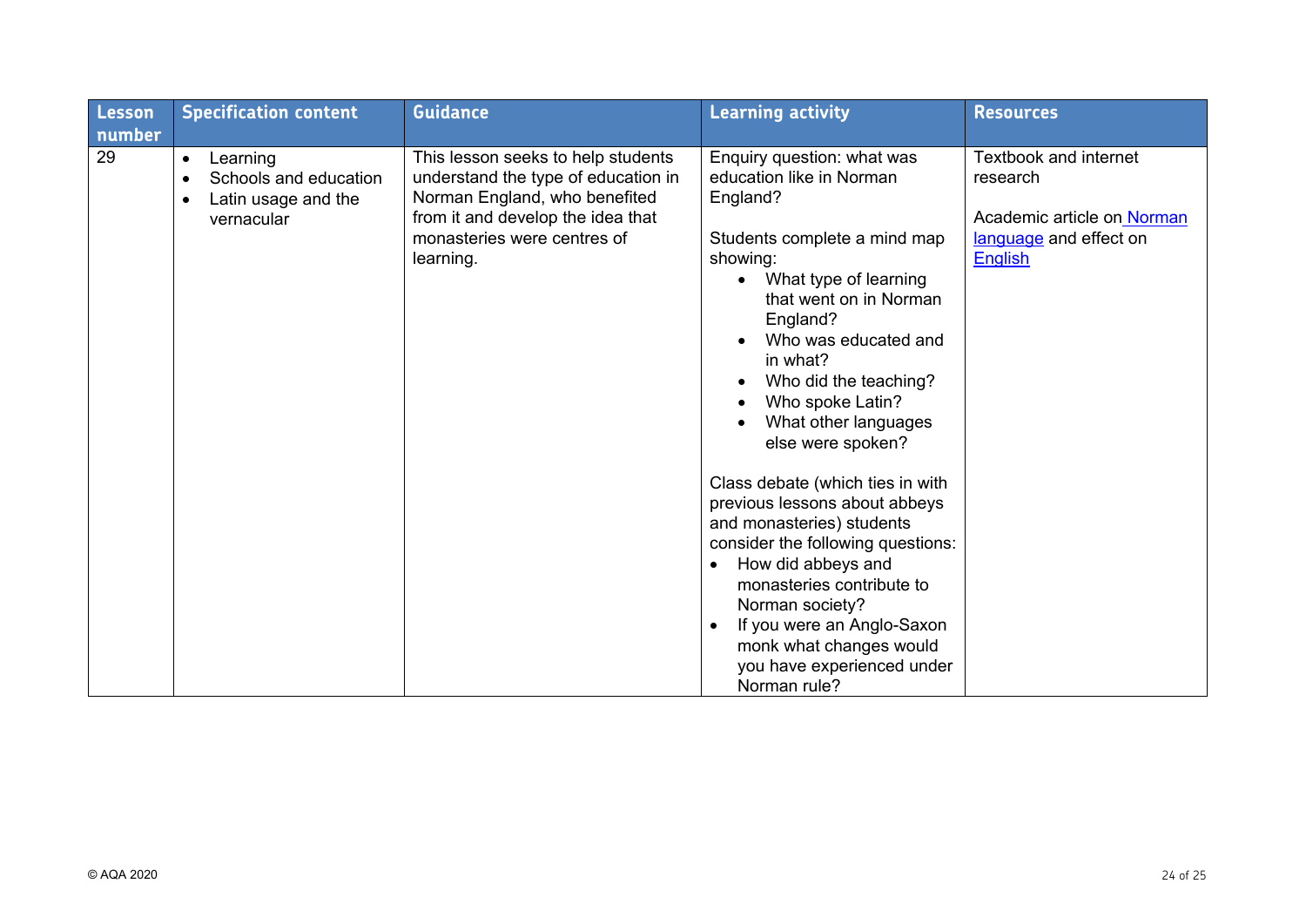| Lesson number | Specification content | Guidance | Learning activity | Resources |
|---|---|---|---|---|
| 29 | • Learning<br>• Schools and education<br>• Latin usage and the vernacular | This lesson seeks to help students understand the type of education in Norman England, who benefited from it and develop the idea that monasteries were centres of learning. | Enquiry question: what was education like in Norman England?<br><br>Students complete a mind map showing:<br>• What type of learning that went on in Norman England?<br>• Who was educated and in what?<br>• Who did the teaching?<br>• Who spoke Latin?<br>• What other languages else were spoken?<br><br>Class debate (which ties in with previous lessons about abbeys and monasteries) students consider the following questions:<br>• How did abbeys and monasteries contribute to Norman society?<br>• If you were an Anglo-Saxon monk what changes would you have experienced under Norman rule? | Textbook and internet research<br><br>Academic article on Norman language and effect on English |

© AQA 2020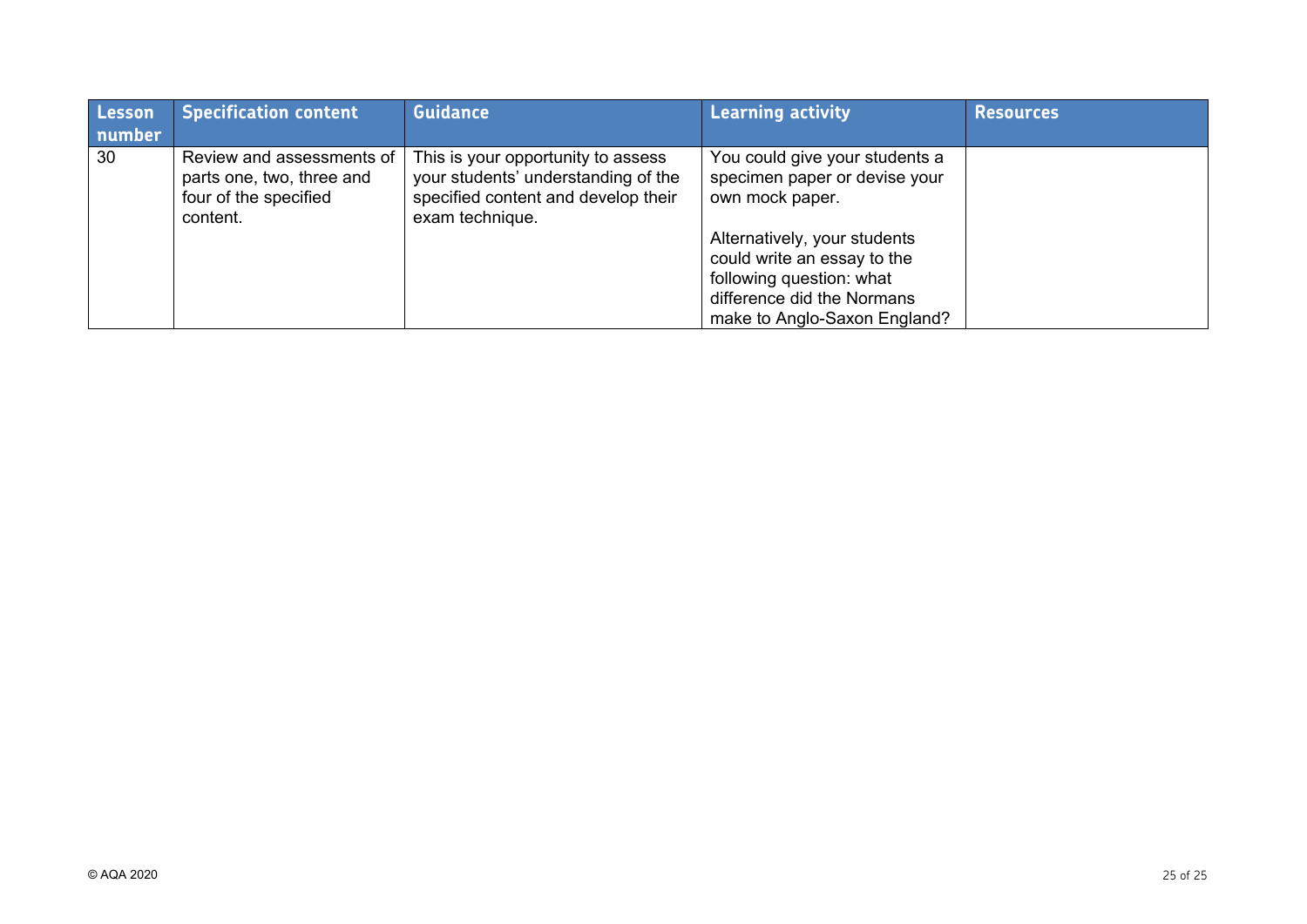| Lesson number | Specification content | Guidance | Learning activity | Resources |
|---|---|---|---|---|
| 30 | Review and assessments of parts one, two, three and four of the specified content. | This is your opportunity to assess your students' understanding of the specified content and develop their exam technique. | You could give your students a specimen paper or devise your own mock paper.<br><br>Alternatively, your students could write an essay to the following question: what difference did the Normans make to Anglo-Saxon England? | |

© AQA 2020